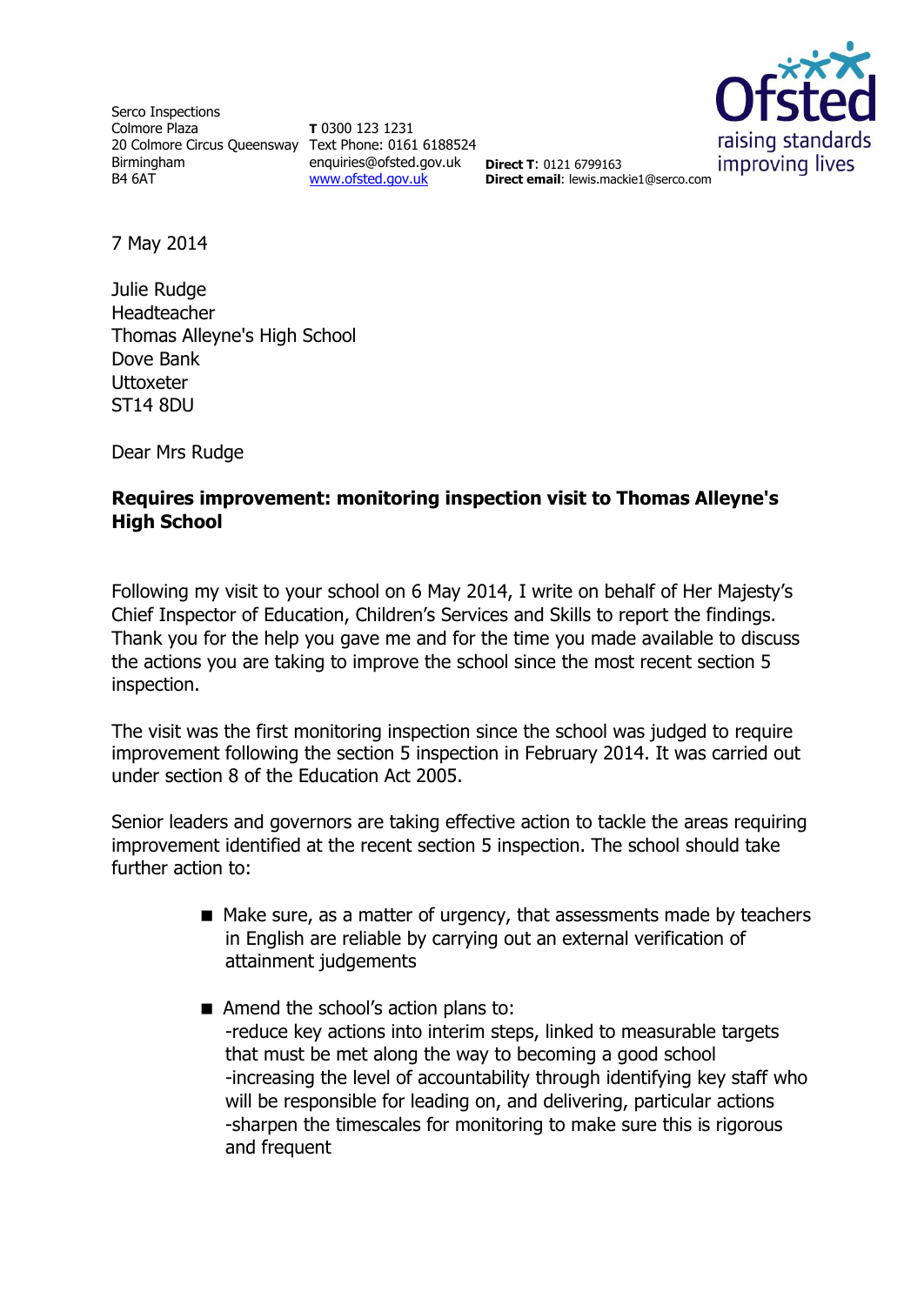Serco Inspections
Colmore Plaza
20 Colmore Circus Queensway
Birmingham
B4 6AT

**T** 0300 123 1231
Text Phone: 0161 6188524
enquiries@ofsted.gov.uk
www.ofsted.gov.uk

**Direct T**: 0121 6799163
**Direct email**: lewis.mackie1@serco.com

Ofsted
raising standards
improving lives

7 May 2014

Julie Rudge
Headteacher
Thomas Alleyne's High School
Dove Bank
Uttoxeter
ST14 8DU

Dear Mrs Rudge

**Requires improvement: monitoring inspection visit to Thomas Alleyne's High School**

Following my visit to your school on 6 May 2014, I write on behalf of Her Majesty's Chief Inspector of Education, Children's Services and Skills to report the findings. Thank you for the help you gave me and for the time you made available to discuss the actions you are taking to improve the school since the most recent section 5 inspection.

The visit was the first monitoring inspection since the school was judged to require improvement following the section 5 inspection in February 2014. It was carried out under section 8 of the Education Act 2005.

Senior leaders and governors are taking effective action to tackle the areas requiring improvement identified at the recent section 5 inspection. The school should take further action to:

- Make sure, as a matter of urgency, that assessments made by teachers in English are reliable by carrying out an external verification of attainment judgements
- Amend the school's action plans to:
  -reduce key actions into interim steps, linked to measurable targets that must be met along the way to becoming a good school
  -increasing the level of accountability through identifying key staff who will be responsible for leading on, and delivering, particular actions
  -sharpen the timescales for monitoring to make sure this is rigorous and frequent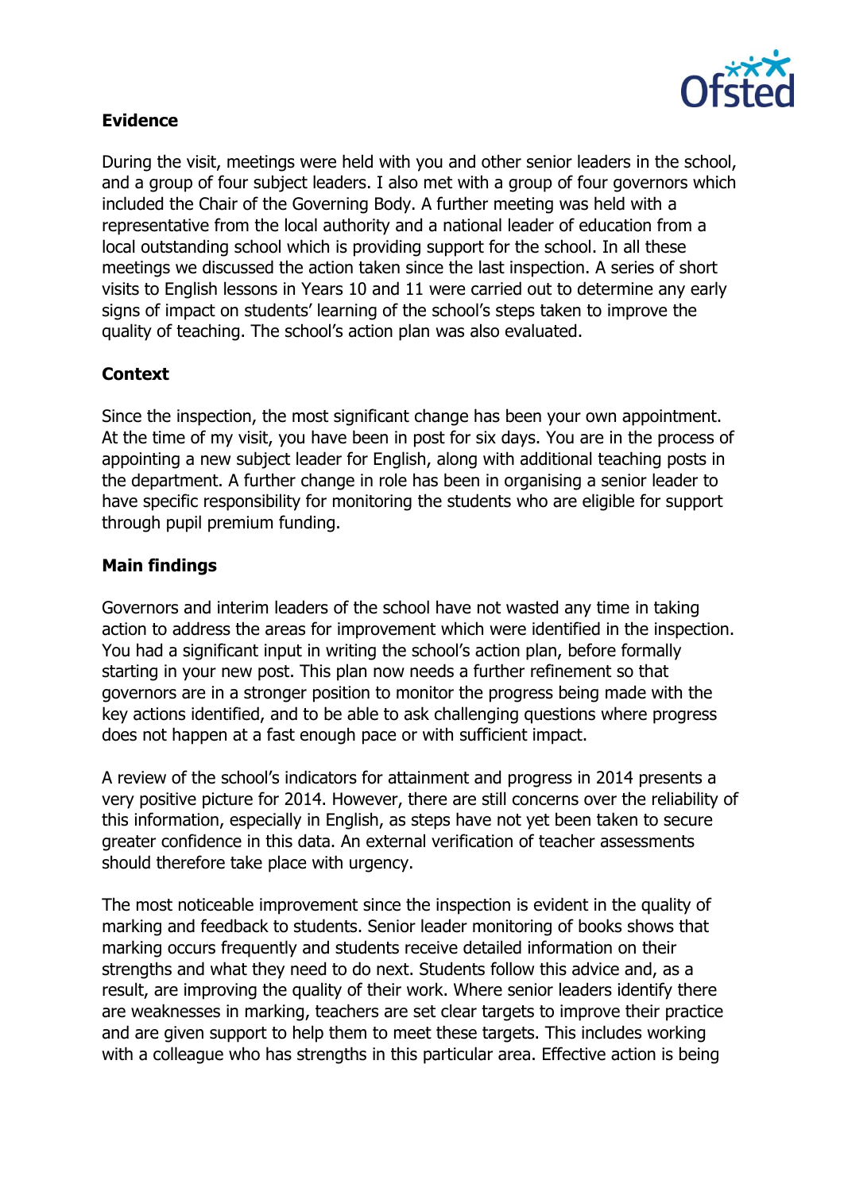**Evidence**

During the visit, meetings were held with you and other senior leaders in the school, and a group of four subject leaders. I also met with a group of four governors which included the Chair of the Governing Body. A further meeting was held with a representative from the local authority and a national leader of education from a local outstanding school which is providing support for the school. In all these meetings we discussed the action taken since the last inspection. A series of short visits to English lessons in Years 10 and 11 were carried out to determine any early signs of impact on students' learning of the school's steps taken to improve the quality of teaching. The school's action plan was also evaluated.

**Context**

Since the inspection, the most significant change has been your own appointment. At the time of my visit, you have been in post for six days. You are in the process of appointing a new subject leader for English, along with additional teaching posts in the department. A further change in role has been in organising a senior leader to have specific responsibility for monitoring the students who are eligible for support through pupil premium funding.

**Main findings**

Governors and interim leaders of the school have not wasted any time in taking action to address the areas for improvement which were identified in the inspection. You had a significant input in writing the school's action plan, before formally starting in your new post. This plan now needs a further refinement so that governors are in a stronger position to monitor the progress being made with the key actions identified, and to be able to ask challenging questions where progress does not happen at a fast enough pace or with sufficient impact.

A review of the school's indicators for attainment and progress in 2014 presents a very positive picture for 2014. However, there are still concerns over the reliability of this information, especially in English, as steps have not yet been taken to secure greater confidence in this data. An external verification of teacher assessments should therefore take place with urgency.

The most noticeable improvement since the inspection is evident in the quality of marking and feedback to students. Senior leader monitoring of books shows that marking occurs frequently and students receive detailed information on their strengths and what they need to do next. Students follow this advice and, as a result, are improving the quality of their work. Where senior leaders identify there are weaknesses in marking, teachers are set clear targets to improve their practice and are given support to help them to meet these targets. This includes working with a colleague who has strengths in this particular area. Effective action is being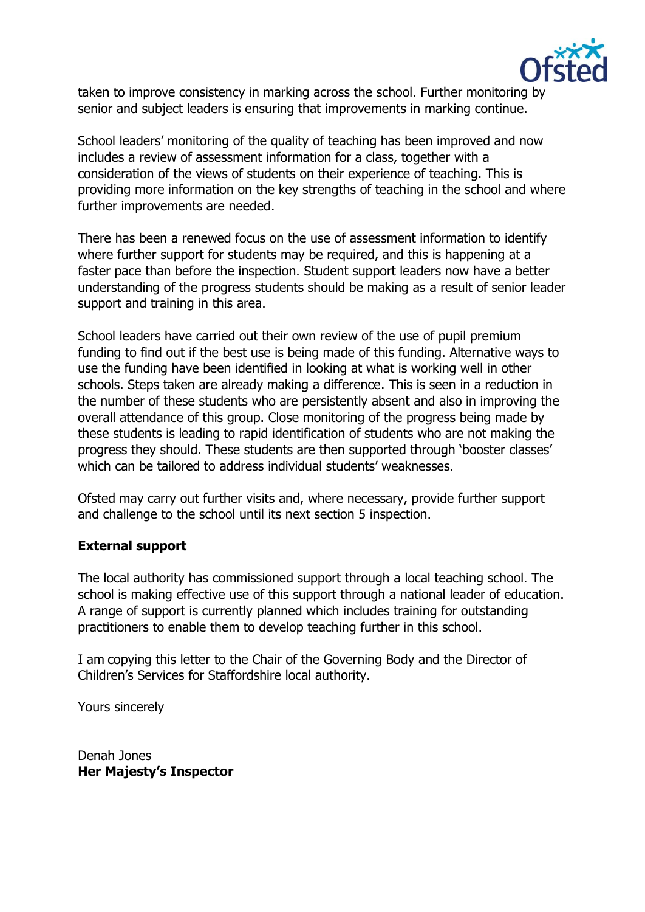taken to improve consistency in marking across the school. Further monitoring by senior and subject leaders is ensuring that improvements in marking continue.

School leaders' monitoring of the quality of teaching has been improved and now includes a review of assessment information for a class, together with a consideration of the views of students on their experience of teaching. This is providing more information on the key strengths of teaching in the school and where further improvements are needed.

There has been a renewed focus on the use of assessment information to identify where further support for students may be required, and this is happening at a faster pace than before the inspection. Student support leaders now have a better understanding of the progress students should be making as a result of senior leader support and training in this area.

School leaders have carried out their own review of the use of pupil premium funding to find out if the best use is being made of this funding. Alternative ways to use the funding have been identified in looking at what is working well in other schools. Steps taken are already making a difference. This is seen in a reduction in the number of these students who are persistently absent and also in improving the overall attendance of this group. Close monitoring of the progress being made by these students is leading to rapid identification of students who are not making the progress they should. These students are then supported through 'booster classes' which can be tailored to address individual students' weaknesses.

Ofsted may carry out further visits and, where necessary, provide further support and challenge to the school until its next section 5 inspection.

**External support**

The local authority has commissioned support through a local teaching school. The school is making effective use of this support through a national leader of education. A range of support is currently planned which includes training for outstanding practitioners to enable them to develop teaching further in this school.

I am copying this letter to the Chair of the Governing Body and the Director of Children's Services for Staffordshire local authority.

Yours sincerely

Denah Jones
**Her Majesty's Inspector**